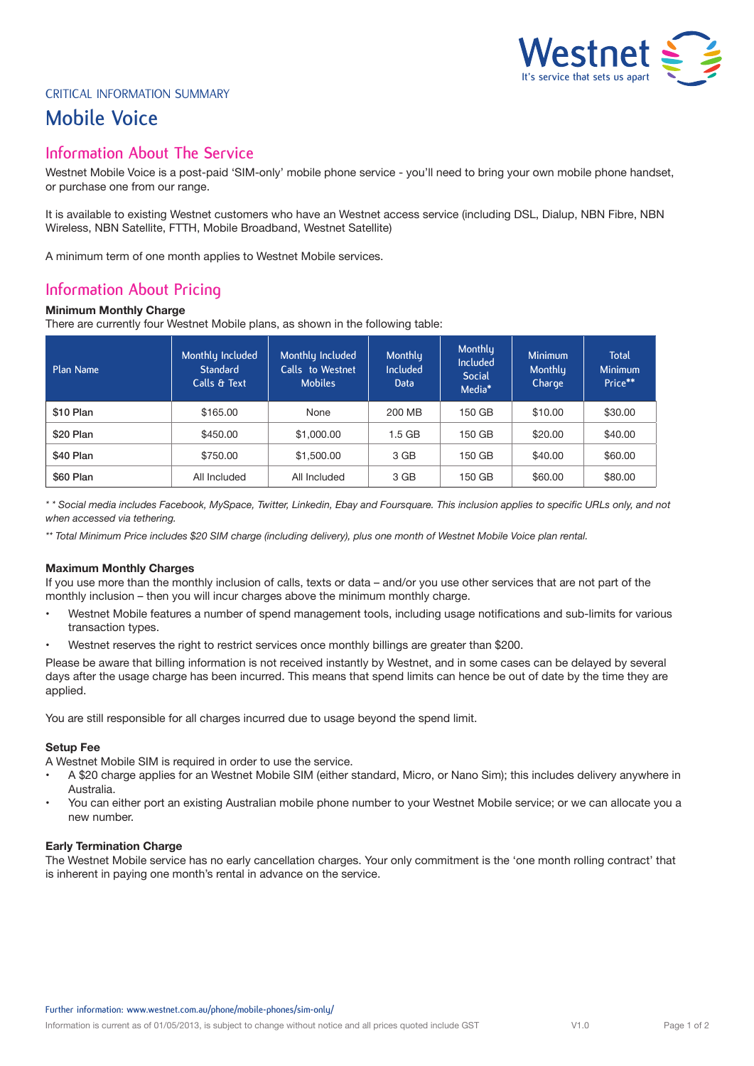CRITICAL INFORMATION SUMMARY

# Mobile Voice

## Information About The Service

Westnet Mobile Voice is a post-paid 'SIM-only' mobile phone service - you'll need to bring your own mobile phone handset, or purchase one from our range.

It is available to existing Westnet customers who have an Westnet access service (including DSL, Dialup, NBN Fibre, NBN Wireless, NBN Satellite, FTTH, Mobile Broadband, Westnet Satellite)

A minimum term of one month applies to Westnet Mobile services.

## Information About Pricing

**Minimum Monthly Charge**

There are currently four Westnet Mobile plans, as shown in the following table:

| Plan Name | Monthly Included Standard Calls & Text | Monthly Included Calls to Westnet Mobiles | Monthly Included Data | Monthly Included Social Media* | Minimum Monthly Charge | Total Minimum Price** |
|---|---|---|---|---|---|---|
| $10 Plan | $165.00 | None | 200 MB | 150 GB | $10.00 | $30.00 |
| $20 Plan | $450.00 | $1,000.00 | 1.5 GB | 150 GB | $20.00 | $40.00 |
| $40 Plan | $750.00 | $1,500.00 | 3 GB | 150 GB | $40.00 | $60.00 |
| $60 Plan | All Included | All Included | 3 GB | 150 GB | $60.00 | $80.00 |

*\* \* Social media includes Facebook, MySpace, Twitter, Linkedin, Ebay and Foursquare. This inclusion applies to specific URLs only, and not when accessed via tethering.*

*\*\* Total Minimum Price includes $20 SIM charge (including delivery), plus one month of Westnet Mobile Voice plan rental.*

**Maximum Monthly Charges**

If you use more than the monthly inclusion of calls, texts or data – and/or you use other services that are not part of the monthly inclusion – then you will incur charges above the minimum monthly charge.

- Westnet Mobile features a number of spend management tools, including usage notifications and sub-limits for various transaction types.
- Westnet reserves the right to restrict services once monthly billings are greater than $200.

Please be aware that billing information is not received instantly by Westnet, and in some cases can be delayed by several days after the usage charge has been incurred. This means that spend limits can hence be out of date by the time they are applied.

You are still responsible for all charges incurred due to usage beyond the spend limit.

**Setup Fee**

A Westnet Mobile SIM is required in order to use the service.

- A $20 charge applies for an Westnet Mobile SIM (either standard, Micro, or Nano Sim); this includes delivery anywhere in Australia.
- You can either port an existing Australian mobile phone number to your Westnet Mobile service; or we can allocate you a new number.

**Early Termination Charge**

The Westnet Mobile service has no early cancellation charges. Your only commitment is the 'one month rolling contract' that is inherent in paying one month's rental in advance on the service.

Further information: www.westnet.com.au/phone/mobile-phones/sim-only/

Information is current as of 01/05/2013, is subject to change without notice and all prices quoted include GST V1.0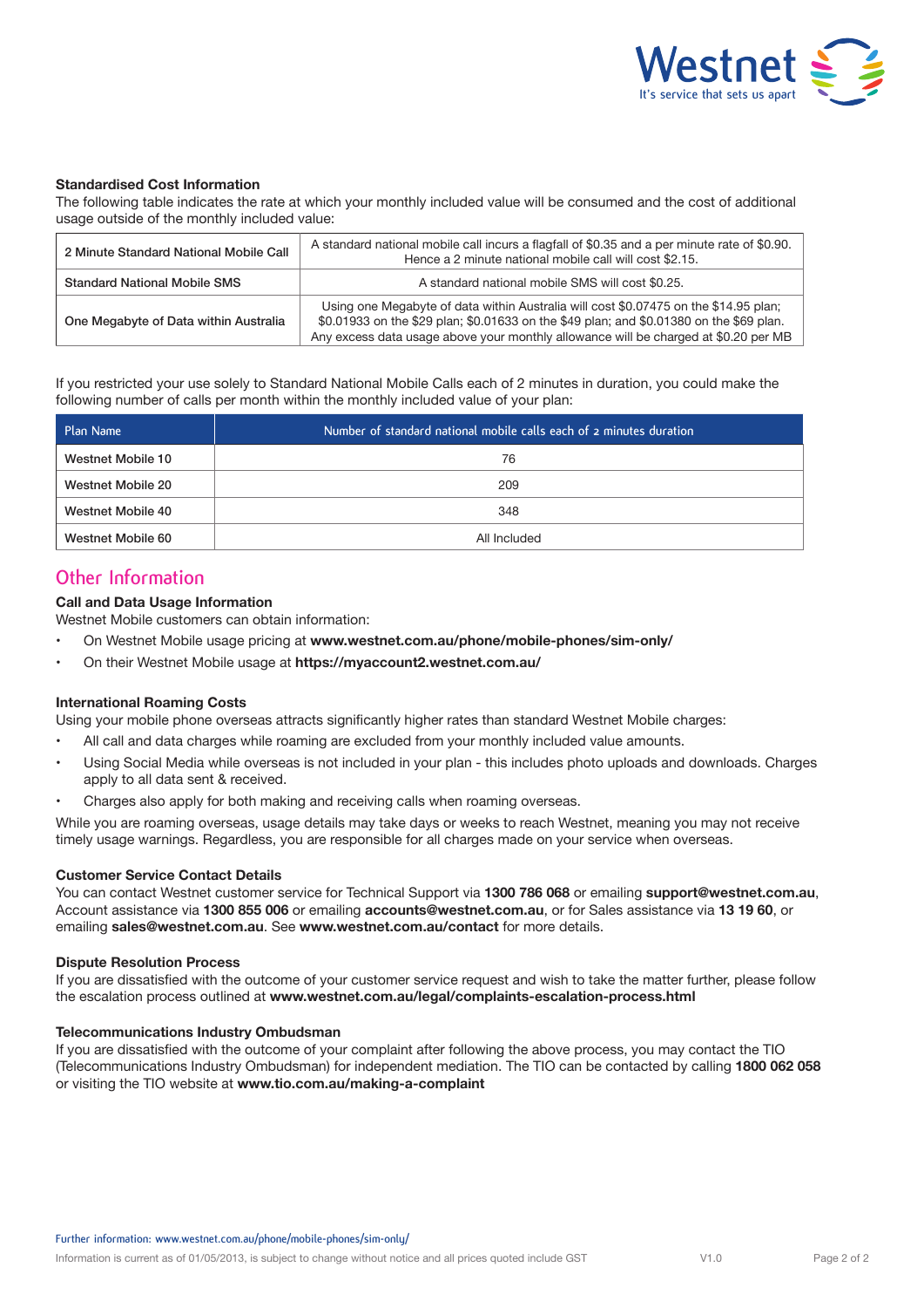### Standardised Cost Information

The following table indicates the rate at which your monthly included value will be consumed and the cost of additional usage outside of the monthly included value:

| | |
|---|---|
| 2 Minute Standard National Mobile Call | A standard national mobile call incurs a flagfall of $0.35 and a per minute rate of $0.90. Hence a 2 minute national mobile call will cost $2.15. |
| Standard National Mobile SMS | A standard national mobile SMS will cost $0.25. |
| One Megabyte of Data within Australia | Using one Megabyte of data within Australia will cost $0.07475 on the $14.95 plan; $0.01933 on the $29 plan; $0.01633 on the $49 plan; and $0.01380 on the $69 plan. Any excess data usage above your monthly allowance will be charged at $0.20 per MB |

If you restricted your use solely to Standard National Mobile Calls each of 2 minutes in duration, you could make the following number of calls per month within the monthly included value of your plan:

| Plan Name | Number of standard national mobile calls each of 2 minutes duration |
|---|---|
| Westnet Mobile 10 | 76 |
| Westnet Mobile 20 | 209 |
| Westnet Mobile 40 | 348 |
| Westnet Mobile 60 | All Included |

## Other Information

### Call and Data Usage Information

Westnet Mobile customers can obtain information:

- On Westnet Mobile usage pricing at **www.westnet.com.au/phone/mobile-phones/sim-only/**
- On their Westnet Mobile usage at **https://myaccount2.westnet.com.au/**

### International Roaming Costs

Using your mobile phone overseas attracts significantly higher rates than standard Westnet Mobile charges:

- All call and data charges while roaming are excluded from your monthly included value amounts.
- Using Social Media while overseas is not included in your plan - this includes photo uploads and downloads. Charges apply to all data sent & received.
- Charges also apply for both making and receiving calls when roaming overseas.

While you are roaming overseas, usage details may take days or weeks to reach Westnet, meaning you may not receive timely usage warnings. Regardless, you are responsible for all charges made on your service when overseas.

### Customer Service Contact Details

You can contact Westnet customer service for Technical Support via **1300 786 068** or emailing **support@westnet.com.au**, Account assistance via **1300 855 006** or emailing **accounts@westnet.com.au**, or for Sales assistance via **13 19 60**, or emailing **sales@westnet.com.au**. See **www.westnet.com.au/contact** for more details.

### Dispute Resolution Process

If you are dissatisfied with the outcome of your customer service request and wish to take the matter further, please follow the escalation process outlined at **www.westnet.com.au/legal/complaints-escalation-process.html**

### Telecommunications Industry Ombudsman

If you are dissatisfied with the outcome of your complaint after following the above process, you may contact the TIO (Telecommunications Industry Ombudsman) for independent mediation. The TIO can be contacted by calling **1800 062 058** or visiting the TIO website at **www.tio.com.au/making-a-complaint**

Further information: www.westnet.com.au/phone/mobile-phones/sim-only/

Information is current as of 01/05/2013, is subject to change without notice and all prices quoted include GST V1.0